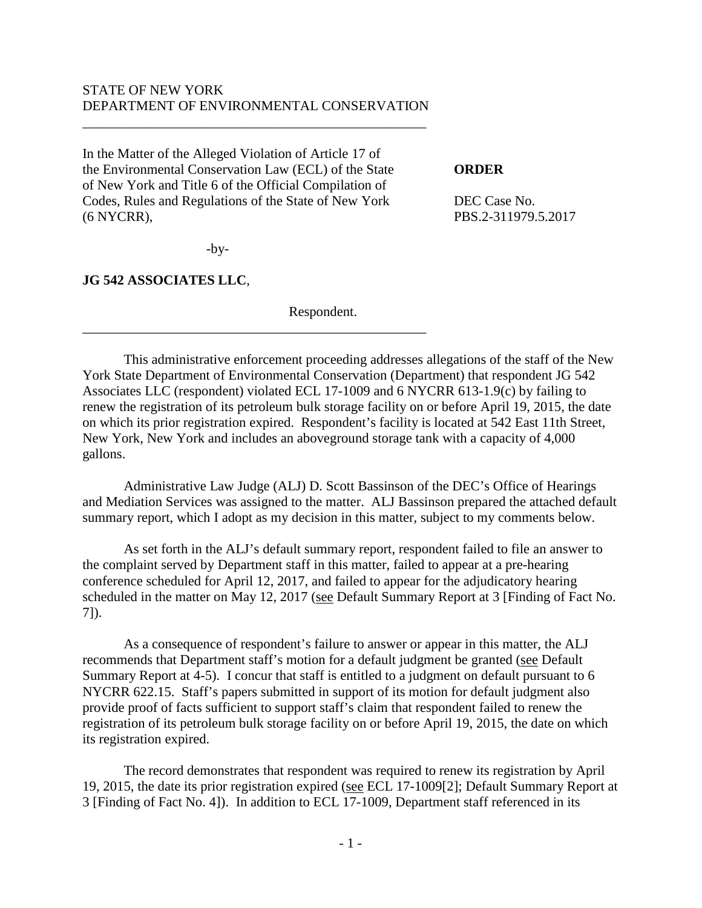STATE OF NEW YORK
DEPARTMENT OF ENVIRONMENTAL CONSERVATION

---

In the Matter of the Alleged Violation of Article 17 of the Environmental Conservation Law (ECL) of the State of New York and Title 6 of the Official Compilation of Codes, Rules and Regulations of the State of New York (6 NYCRR),

-by-

**JG 542 ASSOCIATES LLC**,

Respondent.

---

**ORDER**

DEC Case No.
PBS.2-311979.5.2017

This administrative enforcement proceeding addresses allegations of the staff of the New York State Department of Environmental Conservation (Department) that respondent JG 542 Associates LLC (respondent) violated ECL 17-1009 and 6 NYCRR 613-1.9(c) by failing to renew the registration of its petroleum bulk storage facility on or before April 19, 2015, the date on which its prior registration expired. Respondent's facility is located at 542 East 11th Street, New York, New York and includes an aboveground storage tank with a capacity of 4,000 gallons.

Administrative Law Judge (ALJ) D. Scott Bassinson of the DEC's Office of Hearings and Mediation Services was assigned to the matter. ALJ Bassinson prepared the attached default summary report, which I adopt as my decision in this matter, subject to my comments below.

As set forth in the ALJ's default summary report, respondent failed to file an answer to the complaint served by Department staff in this matter, failed to appear at a pre-hearing conference scheduled for April 12, 2017, and failed to appear for the adjudicatory hearing scheduled in the matter on May 12, 2017 (see Default Summary Report at 3 [Finding of Fact No. 7]).

As a consequence of respondent's failure to answer or appear in this matter, the ALJ recommends that Department staff's motion for a default judgment be granted (see Default Summary Report at 4-5). I concur that staff is entitled to a judgment on default pursuant to 6 NYCRR 622.15. Staff's papers submitted in support of its motion for default judgment also provide proof of facts sufficient to support staff's claim that respondent failed to renew the registration of its petroleum bulk storage facility on or before April 19, 2015, the date on which its registration expired.

The record demonstrates that respondent was required to renew its registration by April 19, 2015, the date its prior registration expired (see ECL 17-1009[2]; Default Summary Report at 3 [Finding of Fact No. 4]). In addition to ECL 17-1009, Department staff referenced in its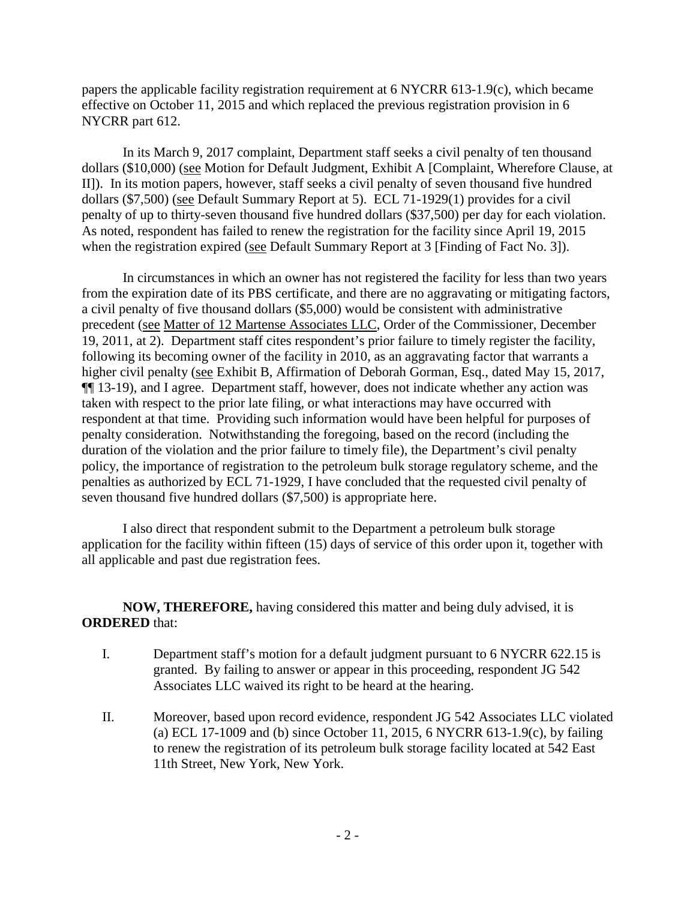papers the applicable facility registration requirement at 6 NYCRR 613-1.9(c), which became effective on October 11, 2015 and which replaced the previous registration provision in 6 NYCRR part 612.

In its March 9, 2017 complaint, Department staff seeks a civil penalty of ten thousand dollars ($10,000) (see Motion for Default Judgment, Exhibit A [Complaint, Wherefore Clause, at II]). In its motion papers, however, staff seeks a civil penalty of seven thousand five hundred dollars ($7,500) (see Default Summary Report at 5). ECL 71-1929(1) provides for a civil penalty of up to thirty-seven thousand five hundred dollars ($37,500) per day for each violation. As noted, respondent has failed to renew the registration for the facility since April 19, 2015 when the registration expired (see Default Summary Report at 3 [Finding of Fact No. 3]).

In circumstances in which an owner has not registered the facility for less than two years from the expiration date of its PBS certificate, and there are no aggravating or mitigating factors, a civil penalty of five thousand dollars ($5,000) would be consistent with administrative precedent (see Matter of 12 Martense Associates LLC, Order of the Commissioner, December 19, 2011, at 2). Department staff cites respondent's prior failure to timely register the facility, following its becoming owner of the facility in 2010, as an aggravating factor that warrants a higher civil penalty (see Exhibit B, Affirmation of Deborah Gorman, Esq., dated May 15, 2017, ¶¶ 13-19), and I agree. Department staff, however, does not indicate whether any action was taken with respect to the prior late filing, or what interactions may have occurred with respondent at that time. Providing such information would have been helpful for purposes of penalty consideration. Notwithstanding the foregoing, based on the record (including the duration of the violation and the prior failure to timely file), the Department's civil penalty policy, the importance of registration to the petroleum bulk storage regulatory scheme, and the penalties as authorized by ECL 71-1929, I have concluded that the requested civil penalty of seven thousand five hundred dollars ($7,500) is appropriate here.

I also direct that respondent submit to the Department a petroleum bulk storage application for the facility within fifteen (15) days of service of this order upon it, together with all applicable and past due registration fees.

**NOW, THEREFORE,** having considered this matter and being duly advised, it is **ORDERED** that:

I. Department staff's motion for a default judgment pursuant to 6 NYCRR 622.15 is granted. By failing to answer or appear in this proceeding, respondent JG 542 Associates LLC waived its right to be heard at the hearing.

II. Moreover, based upon record evidence, respondent JG 542 Associates LLC violated (a) ECL 17-1009 and (b) since October 11, 2015, 6 NYCRR 613-1.9(c), by failing to renew the registration of its petroleum bulk storage facility located at 542 East 11th Street, New York, New York.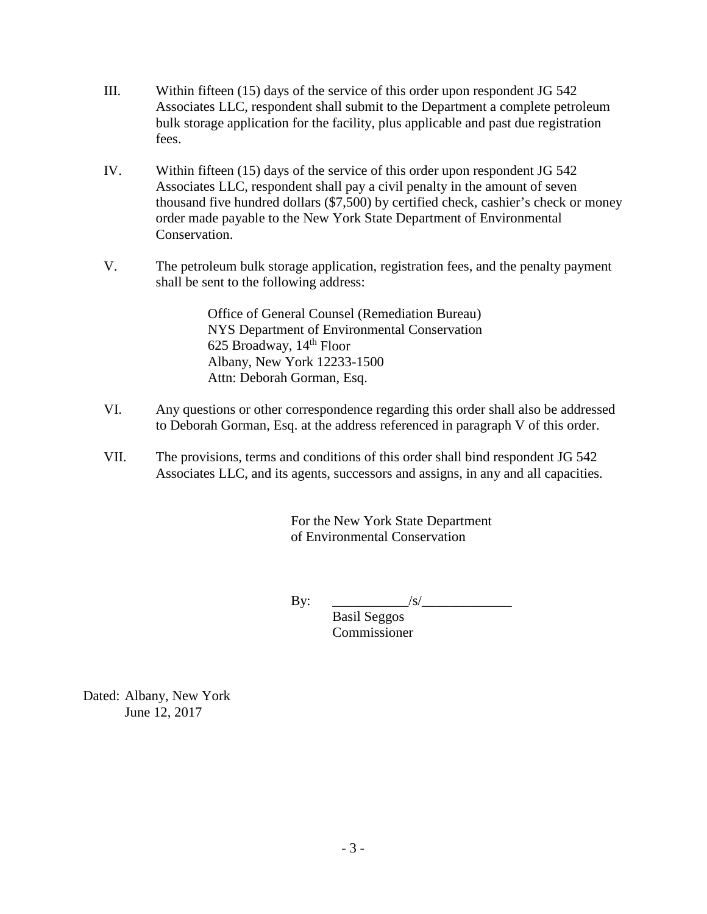III. Within fifteen (15) days of the service of this order upon respondent JG 542 Associates LLC, respondent shall submit to the Department a complete petroleum bulk storage application for the facility, plus applicable and past due registration fees.

IV. Within fifteen (15) days of the service of this order upon respondent JG 542 Associates LLC, respondent shall pay a civil penalty in the amount of seven thousand five hundred dollars ($7,500) by certified check, cashier's check or money order made payable to the New York State Department of Environmental Conservation.

V. The petroleum bulk storage application, registration fees, and the penalty payment shall be sent to the following address:

> Office of General Counsel (Remediation Bureau)
> NYS Department of Environmental Conservation
> 625 Broadway, 14th Floor
> Albany, New York 12233-1500
> Attn: Deborah Gorman, Esq.

VI. Any questions or other correspondence regarding this order shall also be addressed to Deborah Gorman, Esq. at the address referenced in paragraph V of this order.

VII. The provisions, terms and conditions of this order shall bind respondent JG 542 Associates LLC, and its agents, successors and assigns, in any and all capacities.

For the New York State Department of Environmental Conservation

By: ___________/s/_____________
Basil Seggos
Commissioner

Dated: Albany, New York
June 12, 2017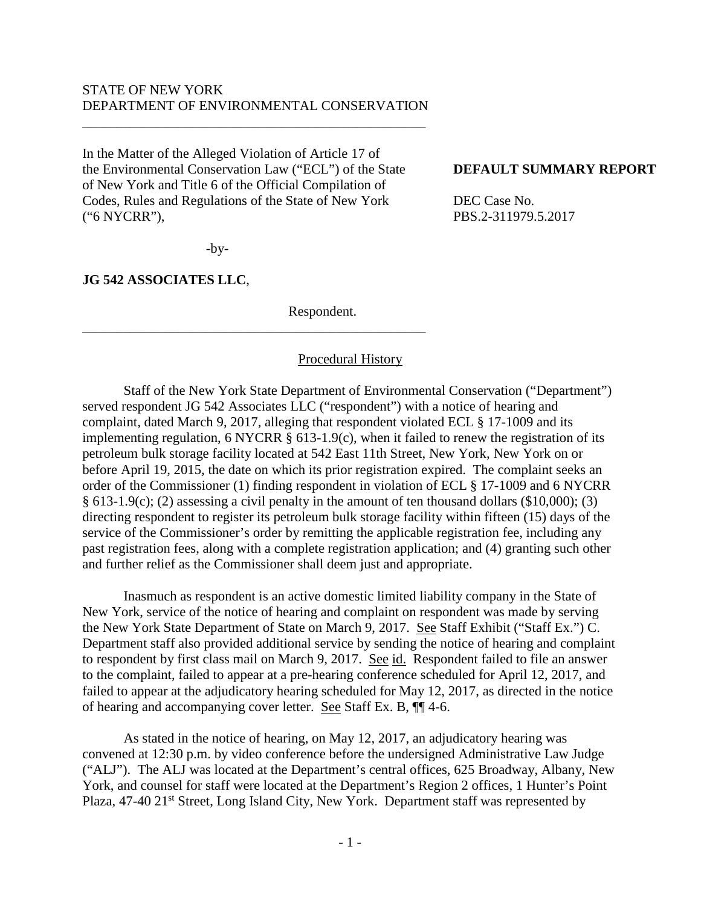STATE OF NEW YORK
DEPARTMENT OF ENVIRONMENTAL CONSERVATION

---

In the Matter of the Alleged Violation of Article 17 of the Environmental Conservation Law ("ECL") of the State of New York and Title 6 of the Official Compilation of Codes, Rules and Regulations of the State of New York ("6 NYCRR"),

-by-

**JG 542 ASSOCIATES LLC**,

Respondent.

---

**DEFAULT SUMMARY REPORT**

DEC Case No.
PBS.2-311979.5.2017

## Procedural History

Staff of the New York State Department of Environmental Conservation ("Department") served respondent JG 542 Associates LLC ("respondent") with a notice of hearing and complaint, dated March 9, 2017, alleging that respondent violated ECL § 17-1009 and its implementing regulation, 6 NYCRR § 613-1.9(c), when it failed to renew the registration of its petroleum bulk storage facility located at 542 East 11th Street, New York, New York on or before April 19, 2015, the date on which its prior registration expired. The complaint seeks an order of the Commissioner (1) finding respondent in violation of ECL § 17-1009 and 6 NYCRR § 613-1.9(c); (2) assessing a civil penalty in the amount of ten thousand dollars ($10,000); (3) directing respondent to register its petroleum bulk storage facility within fifteen (15) days of the service of the Commissioner's order by remitting the applicable registration fee, including any past registration fees, along with a complete registration application; and (4) granting such other and further relief as the Commissioner shall deem just and appropriate.

Inasmuch as respondent is an active domestic limited liability company in the State of New York, service of the notice of hearing and complaint on respondent was made by serving the New York State Department of State on March 9, 2017. See Staff Exhibit ("Staff Ex.") C. Department staff also provided additional service by sending the notice of hearing and complaint to respondent by first class mail on March 9, 2017. See id. Respondent failed to file an answer to the complaint, failed to appear at a pre-hearing conference scheduled for April 12, 2017, and failed to appear at the adjudicatory hearing scheduled for May 12, 2017, as directed in the notice of hearing and accompanying cover letter. See Staff Ex. B, ¶¶ 4-6.

As stated in the notice of hearing, on May 12, 2017, an adjudicatory hearing was convened at 12:30 p.m. by video conference before the undersigned Administrative Law Judge ("ALJ"). The ALJ was located at the Department's central offices, 625 Broadway, Albany, New York, and counsel for staff were located at the Department's Region 2 offices, 1 Hunter's Point Plaza, 47-40 21st Street, Long Island City, New York. Department staff was represented by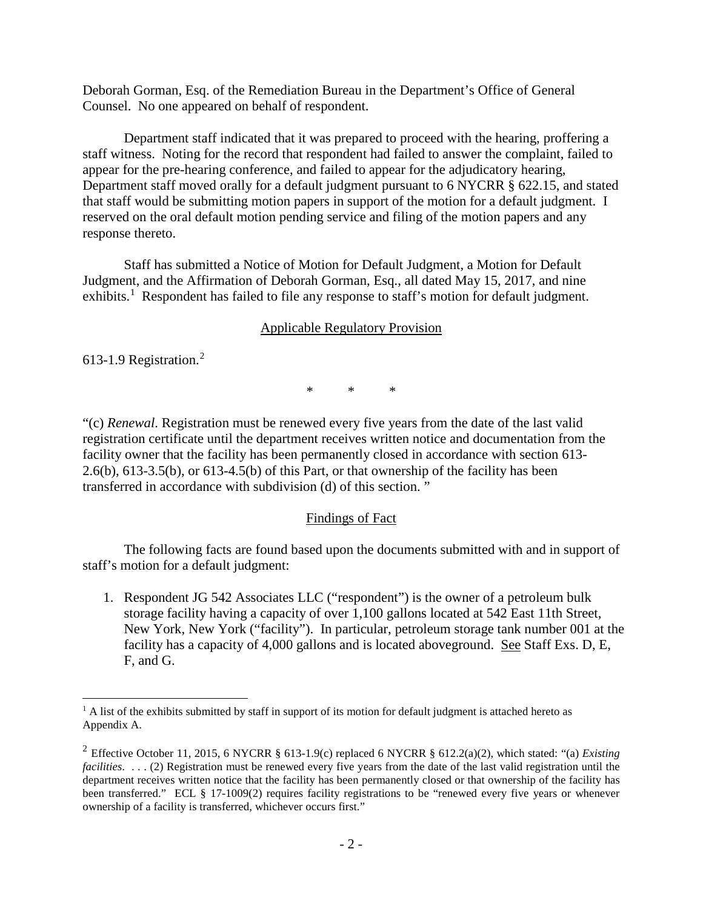Deborah Gorman, Esq. of the Remediation Bureau in the Department's Office of General Counsel. No one appeared on behalf of respondent.

Department staff indicated that it was prepared to proceed with the hearing, proffering a staff witness. Noting for the record that respondent had failed to answer the complaint, failed to appear for the pre-hearing conference, and failed to appear for the adjudicatory hearing, Department staff moved orally for a default judgment pursuant to 6 NYCRR § 622.15, and stated that staff would be submitting motion papers in support of the motion for a default judgment. I reserved on the oral default motion pending service and filing of the motion papers and any response thereto.

Staff has submitted a Notice of Motion for Default Judgment, a Motion for Default Judgment, and the Affirmation of Deborah Gorman, Esq., all dated May 15, 2017, and nine exhibits.[1] Respondent has failed to file any response to staff's motion for default judgment.

## Applicable Regulatory Provision

613-1.9 Registration.[2]

\*     \*     \*

"(c) *Renewal*. Registration must be renewed every five years from the date of the last valid registration certificate until the department receives written notice and documentation from the facility owner that the facility has been permanently closed in accordance with section 613-2.6(b), 613-3.5(b), or 613-4.5(b) of this Part, or that ownership of the facility has been transferred in accordance with subdivision (d) of this section. "

## Findings of Fact

The following facts are found based upon the documents submitted with and in support of staff's motion for a default judgment:

1. Respondent JG 542 Associates LLC ("respondent") is the owner of a petroleum bulk storage facility having a capacity of over 1,100 gallons located at 542 East 11th Street, New York, New York ("facility"). In particular, petroleum storage tank number 001 at the facility has a capacity of 4,000 gallons and is located aboveground. See Staff Exs. D, E, F, and G.

---

[1] A list of the exhibits submitted by staff in support of its motion for default judgment is attached hereto as Appendix A.

[2] Effective October 11, 2015, 6 NYCRR § 613-1.9(c) replaced 6 NYCRR § 612.2(a)(2), which stated: "(a) *Existing facilities*. . . . (2) Registration must be renewed every five years from the date of the last valid registration until the department receives written notice that the facility has been permanently closed or that ownership of the facility has been transferred." ECL § 17-1009(2) requires facility registrations to be "renewed every five years or whenever ownership of a facility is transferred, whichever occurs first."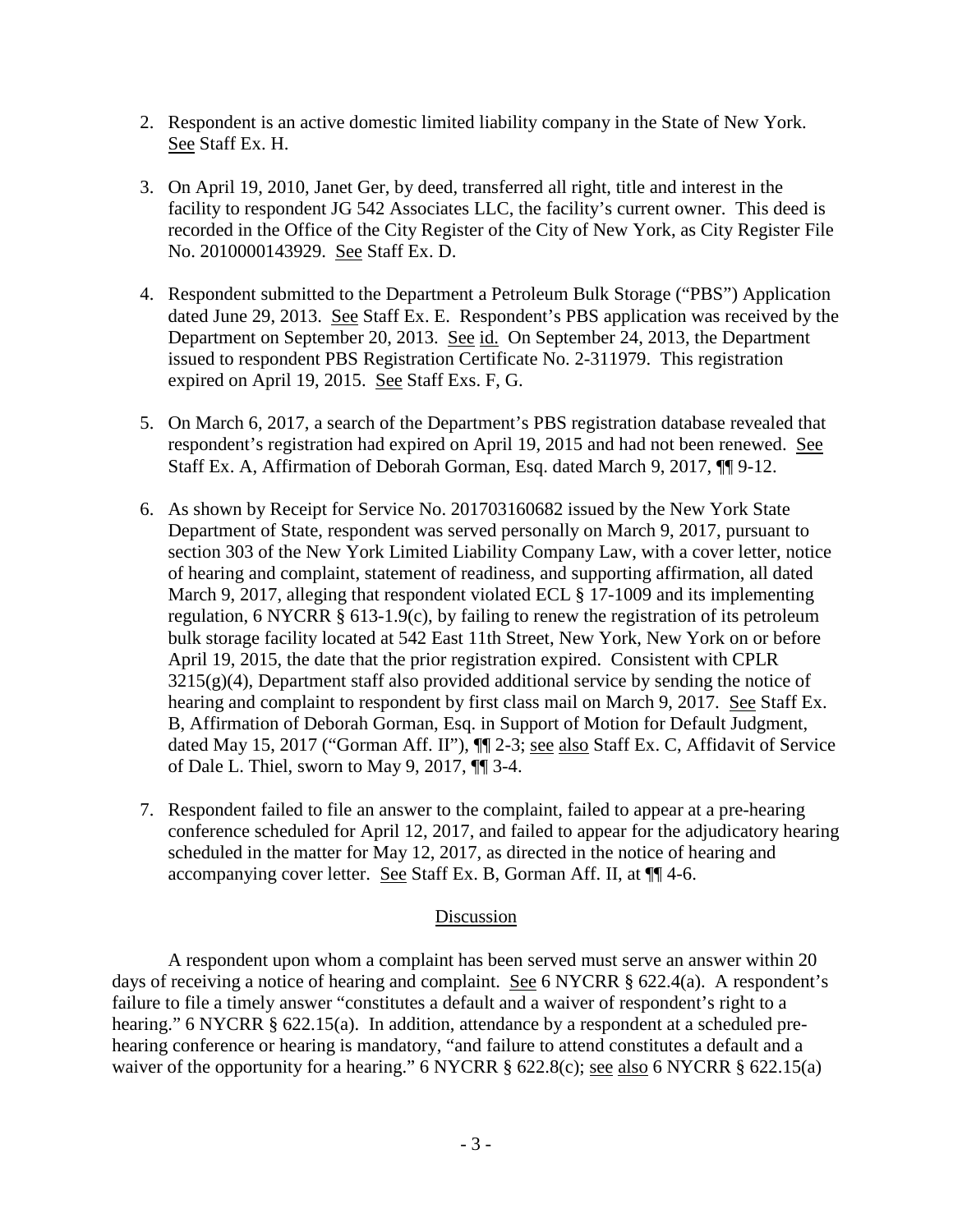2. Respondent is an active domestic limited liability company in the State of New York. See Staff Ex. H.

3. On April 19, 2010, Janet Ger, by deed, transferred all right, title and interest in the facility to respondent JG 542 Associates LLC, the facility's current owner. This deed is recorded in the Office of the City Register of the City of New York, as City Register File No. 2010000143929. See Staff Ex. D.

4. Respondent submitted to the Department a Petroleum Bulk Storage ("PBS") Application dated June 29, 2013. See Staff Ex. E. Respondent's PBS application was received by the Department on September 20, 2013. See id. On September 24, 2013, the Department issued to respondent PBS Registration Certificate No. 2-311979. This registration expired on April 19, 2015. See Staff Exs. F, G.

5. On March 6, 2017, a search of the Department's PBS registration database revealed that respondent's registration had expired on April 19, 2015 and had not been renewed. See Staff Ex. A, Affirmation of Deborah Gorman, Esq. dated March 9, 2017, ¶¶ 9-12.

6. As shown by Receipt for Service No. 201703160682 issued by the New York State Department of State, respondent was served personally on March 9, 2017, pursuant to section 303 of the New York Limited Liability Company Law, with a cover letter, notice of hearing and complaint, statement of readiness, and supporting affirmation, all dated March 9, 2017, alleging that respondent violated ECL § 17-1009 and its implementing regulation, 6 NYCRR § 613-1.9(c), by failing to renew the registration of its petroleum bulk storage facility located at 542 East 11th Street, New York, New York on or before April 19, 2015, the date that the prior registration expired. Consistent with CPLR 3215(g)(4), Department staff also provided additional service by sending the notice of hearing and complaint to respondent by first class mail on March 9, 2017. See Staff Ex. B, Affirmation of Deborah Gorman, Esq. in Support of Motion for Default Judgment, dated May 15, 2017 ("Gorman Aff. II"), ¶¶ 2-3; see also Staff Ex. C, Affidavit of Service of Dale L. Thiel, sworn to May 9, 2017, ¶¶ 3-4.

7. Respondent failed to file an answer to the complaint, failed to appear at a pre-hearing conference scheduled for April 12, 2017, and failed to appear for the adjudicatory hearing scheduled in the matter for May 12, 2017, as directed in the notice of hearing and accompanying cover letter. See Staff Ex. B, Gorman Aff. II, at ¶¶ 4-6.

## Discussion

A respondent upon whom a complaint has been served must serve an answer within 20 days of receiving a notice of hearing and complaint. See 6 NYCRR § 622.4(a). A respondent's failure to file a timely answer "constitutes a default and a waiver of respondent's right to a hearing." 6 NYCRR § 622.15(a). In addition, attendance by a respondent at a scheduled pre-hearing conference or hearing is mandatory, "and failure to attend constitutes a default and a waiver of the opportunity for a hearing." 6 NYCRR § 622.8(c); see also 6 NYCRR § 622.15(a)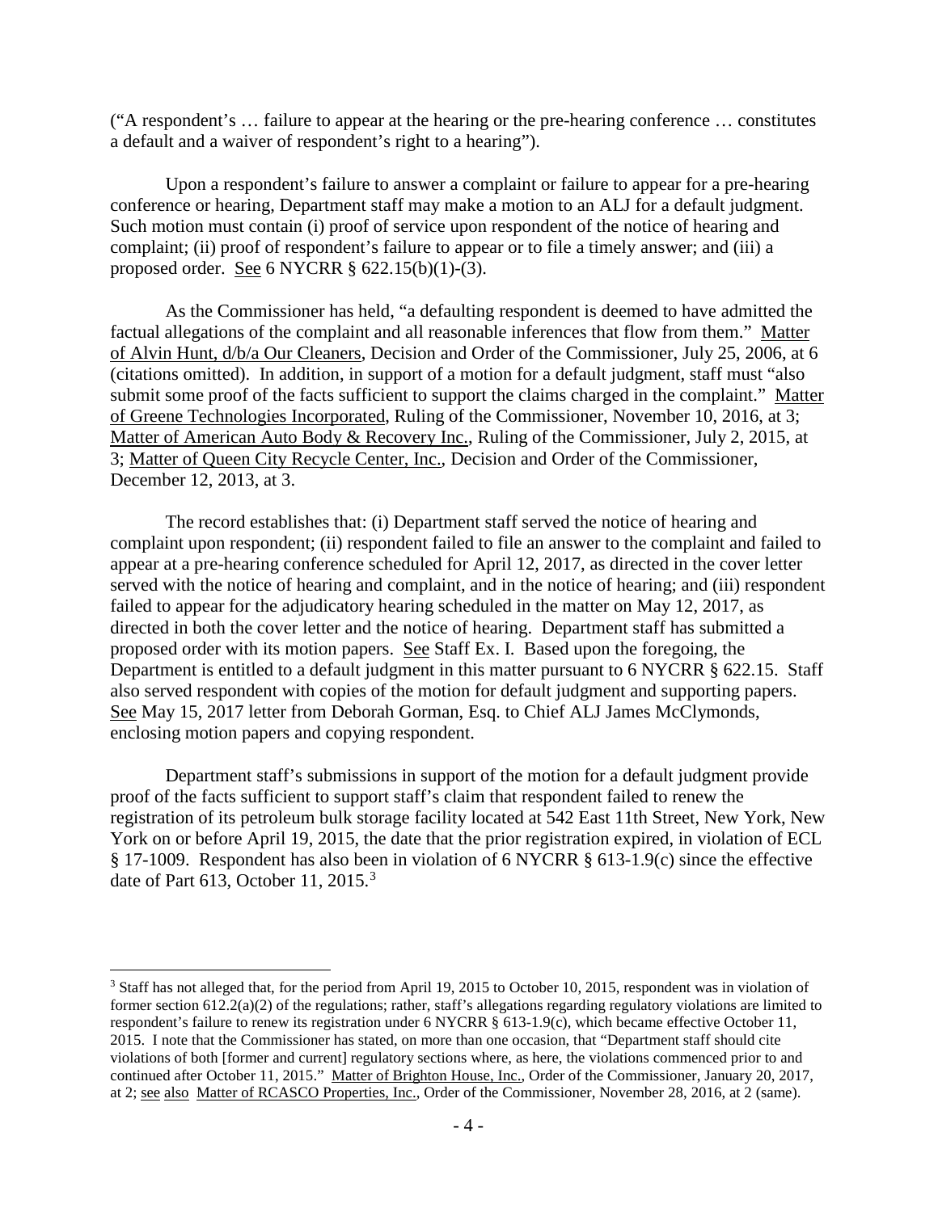("A respondent's … failure to appear at the hearing or the pre-hearing conference … constitutes a default and a waiver of respondent's right to a hearing").

Upon a respondent's failure to answer a complaint or failure to appear for a pre-hearing conference or hearing, Department staff may make a motion to an ALJ for a default judgment. Such motion must contain (i) proof of service upon respondent of the notice of hearing and complaint; (ii) proof of respondent's failure to appear or to file a timely answer; and (iii) a proposed order. See 6 NYCRR § 622.15(b)(1)-(3).

As the Commissioner has held, "a defaulting respondent is deemed to have admitted the factual allegations of the complaint and all reasonable inferences that flow from them." Matter of Alvin Hunt, d/b/a Our Cleaners, Decision and Order of the Commissioner, July 25, 2006, at 6 (citations omitted). In addition, in support of a motion for a default judgment, staff must "also submit some proof of the facts sufficient to support the claims charged in the complaint." Matter of Greene Technologies Incorporated, Ruling of the Commissioner, November 10, 2016, at 3; Matter of American Auto Body & Recovery Inc., Ruling of the Commissioner, July 2, 2015, at 3; Matter of Queen City Recycle Center, Inc., Decision and Order of the Commissioner, December 12, 2013, at 3.

The record establishes that: (i) Department staff served the notice of hearing and complaint upon respondent; (ii) respondent failed to file an answer to the complaint and failed to appear at a pre-hearing conference scheduled for April 12, 2017, as directed in the cover letter served with the notice of hearing and complaint, and in the notice of hearing; and (iii) respondent failed to appear for the adjudicatory hearing scheduled in the matter on May 12, 2017, as directed in both the cover letter and the notice of hearing. Department staff has submitted a proposed order with its motion papers. See Staff Ex. I. Based upon the foregoing, the Department is entitled to a default judgment in this matter pursuant to 6 NYCRR § 622.15. Staff also served respondent with copies of the motion for default judgment and supporting papers. See May 15, 2017 letter from Deborah Gorman, Esq. to Chief ALJ James McClymonds, enclosing motion papers and copying respondent.

Department staff's submissions in support of the motion for a default judgment provide proof of the facts sufficient to support staff's claim that respondent failed to renew the registration of its petroleum bulk storage facility located at 542 East 11th Street, New York, New York on or before April 19, 2015, the date that the prior registration expired, in violation of ECL § 17-1009. Respondent has also been in violation of 6 NYCRR § 613-1.9(c) since the effective date of Part 613, October 11, 2015.[3]

---

[3] Staff has not alleged that, for the period from April 19, 2015 to October 10, 2015, respondent was in violation of former section 612.2(a)(2) of the regulations; rather, staff's allegations regarding regulatory violations are limited to respondent's failure to renew its registration under 6 NYCRR § 613-1.9(c), which became effective October 11, 2015. I note that the Commissioner has stated, on more than one occasion, that "Department staff should cite violations of both [former and current] regulatory sections where, as here, the violations commenced prior to and continued after October 11, 2015." Matter of Brighton House, Inc., Order of the Commissioner, January 20, 2017, at 2; see also Matter of RCASCO Properties, Inc., Order of the Commissioner, November 28, 2016, at 2 (same).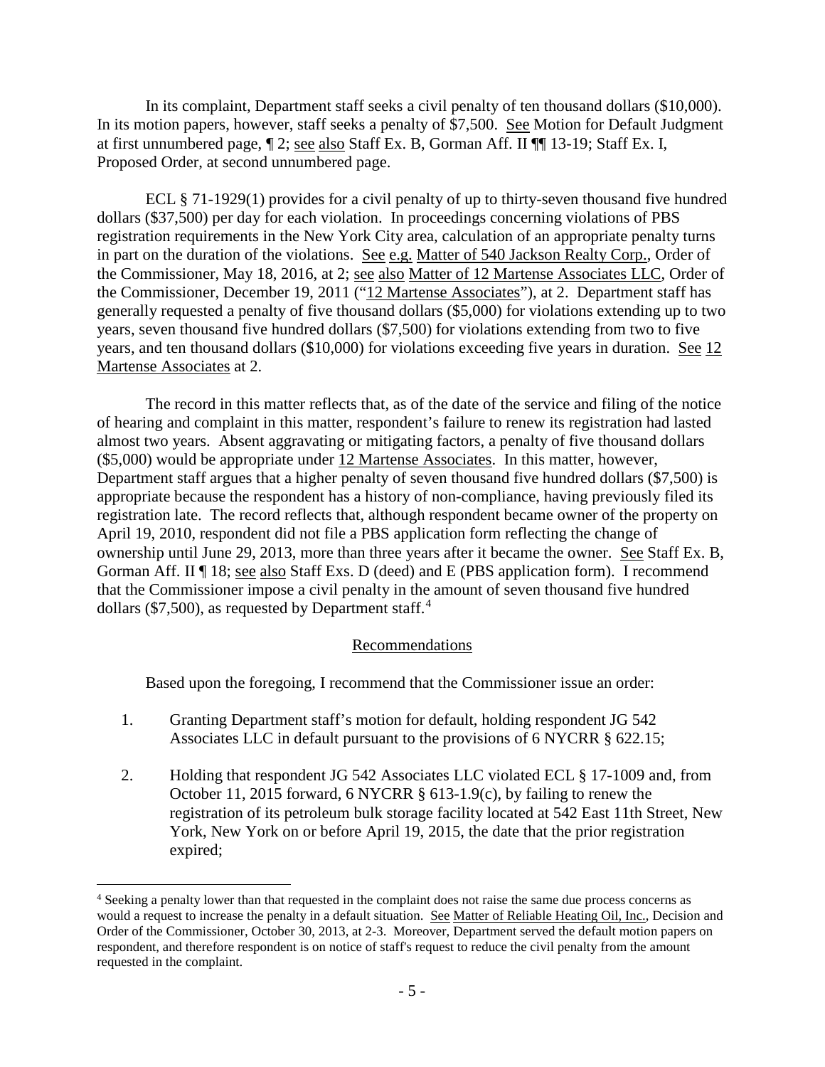In its complaint, Department staff seeks a civil penalty of ten thousand dollars ($10,000). In its motion papers, however, staff seeks a penalty of $7,500. See Motion for Default Judgment at first unnumbered page, ¶ 2; see also Staff Ex. B, Gorman Aff. II ¶¶ 13-19; Staff Ex. I, Proposed Order, at second unnumbered page.

ECL § 71-1929(1) provides for a civil penalty of up to thirty-seven thousand five hundred dollars ($37,500) per day for each violation. In proceedings concerning violations of PBS registration requirements in the New York City area, calculation of an appropriate penalty turns in part on the duration of the violations. See e.g. Matter of 540 Jackson Realty Corp., Order of the Commissioner, May 18, 2016, at 2; see also Matter of 12 Martense Associates LLC, Order of the Commissioner, December 19, 2011 ("12 Martense Associates"), at 2. Department staff has generally requested a penalty of five thousand dollars ($5,000) for violations extending up to two years, seven thousand five hundred dollars ($7,500) for violations extending from two to five years, and ten thousand dollars ($10,000) for violations exceeding five years in duration. See 12 Martense Associates at 2.

The record in this matter reflects that, as of the date of the service and filing of the notice of hearing and complaint in this matter, respondent's failure to renew its registration had lasted almost two years. Absent aggravating or mitigating factors, a penalty of five thousand dollars ($5,000) would be appropriate under 12 Martense Associates. In this matter, however, Department staff argues that a higher penalty of seven thousand five hundred dollars ($7,500) is appropriate because the respondent has a history of non-compliance, having previously filed its registration late. The record reflects that, although respondent became owner of the property on April 19, 2010, respondent did not file a PBS application form reflecting the change of ownership until June 29, 2013, more than three years after it became the owner. See Staff Ex. B, Gorman Aff. II ¶ 18; see also Staff Exs. D (deed) and E (PBS application form). I recommend that the Commissioner impose a civil penalty in the amount of seven thousand five hundred dollars ($7,500), as requested by Department staff.[4]

## Recommendations

Based upon the foregoing, I recommend that the Commissioner issue an order:

1. Granting Department staff's motion for default, holding respondent JG 542 Associates LLC in default pursuant to the provisions of 6 NYCRR § 622.15;

2. Holding that respondent JG 542 Associates LLC violated ECL § 17-1009 and, from October 11, 2015 forward, 6 NYCRR § 613-1.9(c), by failing to renew the registration of its petroleum bulk storage facility located at 542 East 11th Street, New York, New York on or before April 19, 2015, the date that the prior registration expired;

[4] Seeking a penalty lower than that requested in the complaint does not raise the same due process concerns as would a request to increase the penalty in a default situation. See Matter of Reliable Heating Oil, Inc., Decision and Order of the Commissioner, October 30, 2013, at 2-3. Moreover, Department served the default motion papers on respondent, and therefore respondent is on notice of staff's request to reduce the civil penalty from the amount requested in the complaint.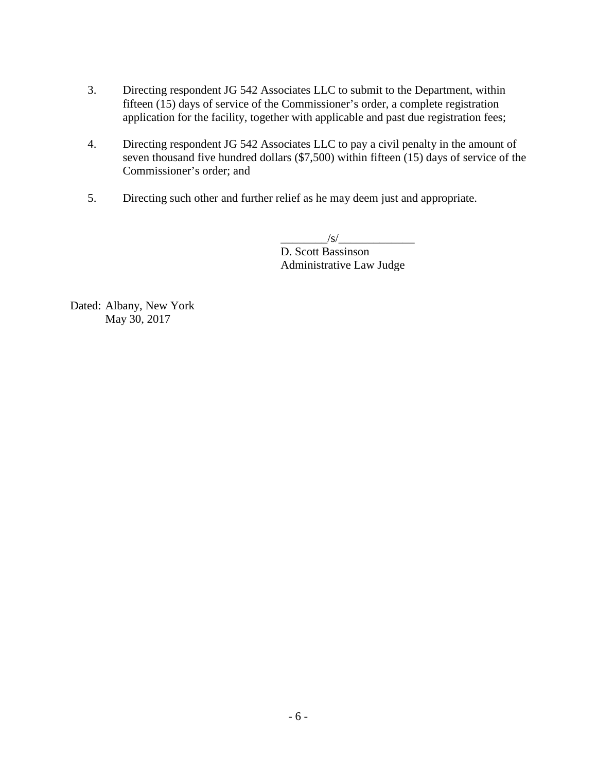3. Directing respondent JG 542 Associates LLC to submit to the Department, within fifteen (15) days of service of the Commissioner's order, a complete registration application for the facility, together with applicable and past due registration fees;

4. Directing respondent JG 542 Associates LLC to pay a civil penalty in the amount of seven thousand five hundred dollars ($7,500) within fifteen (15) days of service of the Commissioner's order; and

5. Directing such other and further relief as he may deem just and appropriate.

________/s/_____________
D. Scott Bassinson
Administrative Law Judge

Dated: Albany, New York
May 30, 2017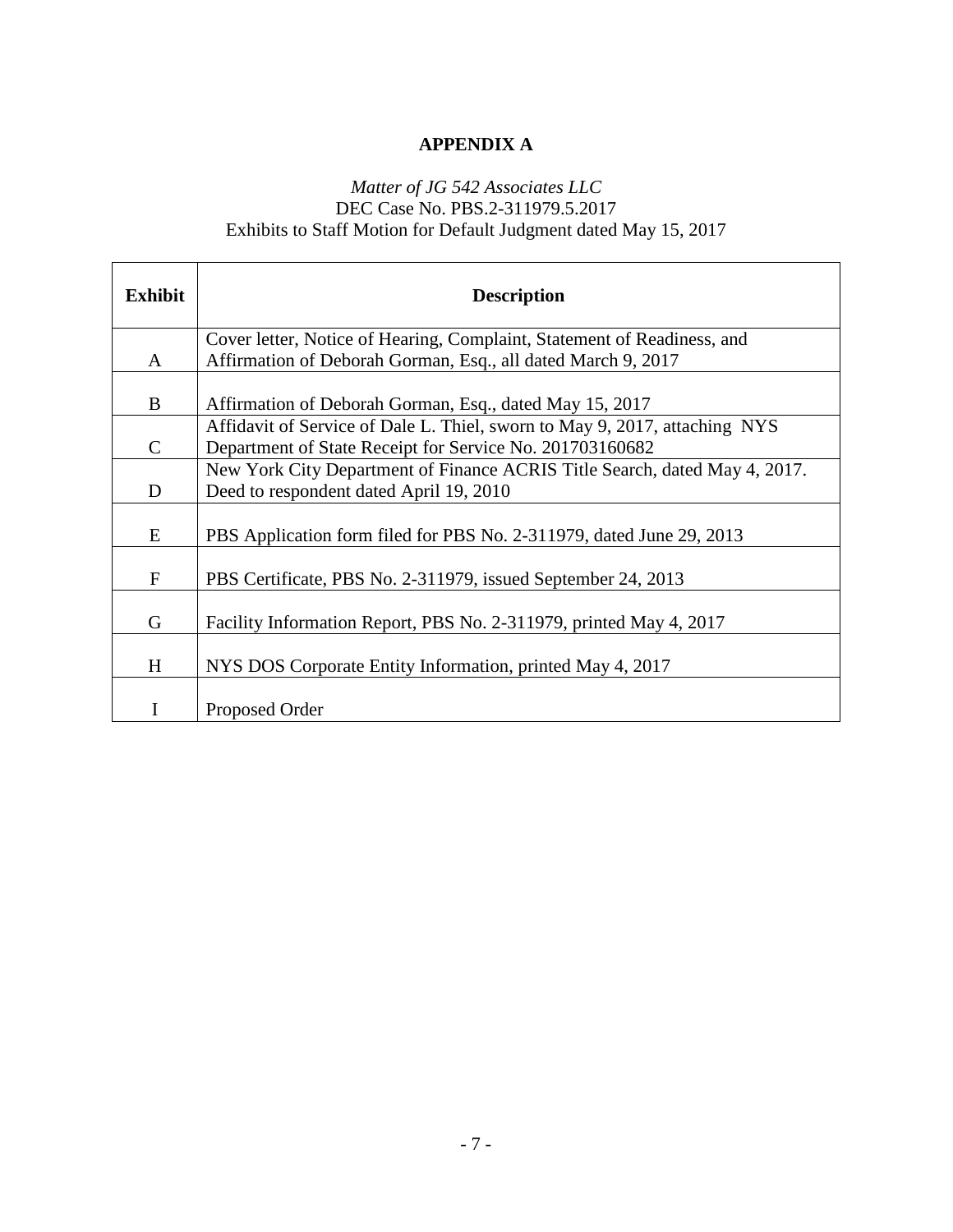## APPENDIX A

*Matter of JG 542 Associates LLC*
DEC Case No. PBS.2-311979.5.2017
Exhibits to Staff Motion for Default Judgment dated May 15, 2017

| Exhibit | Description |
|---|---|
| A | Cover letter, Notice of Hearing, Complaint, Statement of Readiness, and Affirmation of Deborah Gorman, Esq., all dated March 9, 2017 |
| B | Affirmation of Deborah Gorman, Esq., dated May 15, 2017 |
| C | Affidavit of Service of Dale L. Thiel, sworn to May 9, 2017, attaching NYS Department of State Receipt for Service No. 201703160682 |
| D | New York City Department of Finance ACRIS Title Search, dated May 4, 2017. Deed to respondent dated April 19, 2010 |
| E | PBS Application form filed for PBS No. 2-311979, dated June 29, 2013 |
| F | PBS Certificate, PBS No. 2-311979, issued September 24, 2013 |
| G | Facility Information Report, PBS No. 2-311979, printed May 4, 2017 |
| H | NYS DOS Corporate Entity Information, printed May 4, 2017 |
| I | Proposed Order |